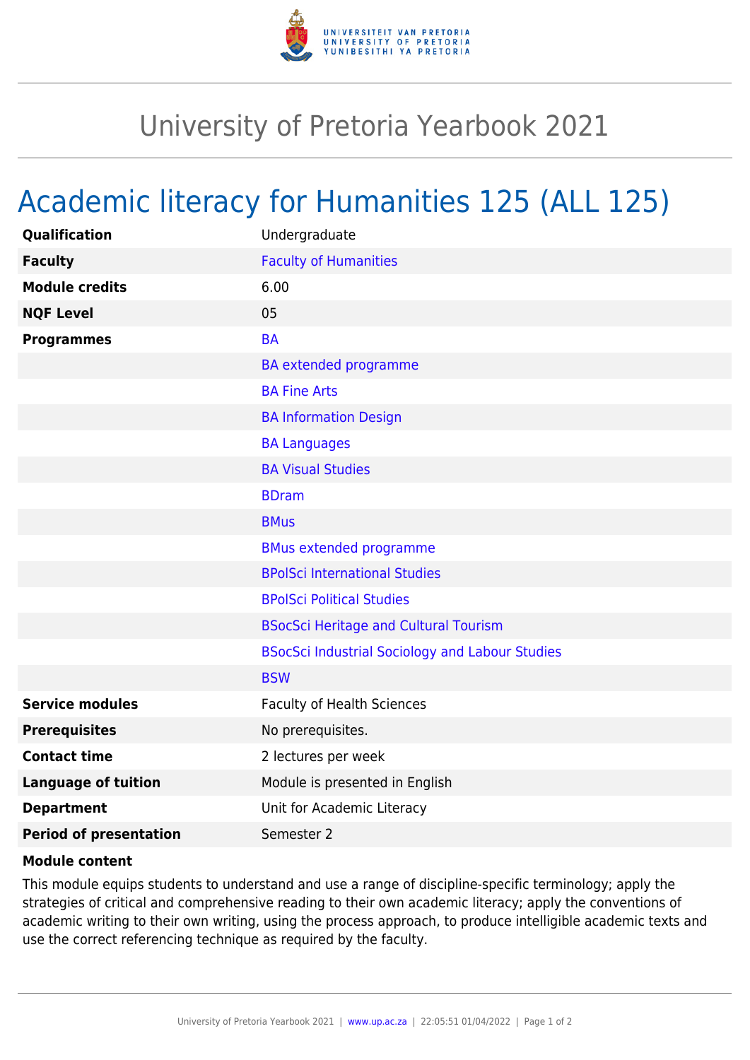# University of Pretoria Yearbook 2021

## Academic literacy for Humanities 125 (ALL 125)

| | |
|---|---|
| **Qualification** | Undergraduate |
| **Faculty** | Faculty of Humanities |
| **Module credits** | 6.00 |
| **NQF Level** | 05 |
| **Programmes** | BA |
| | BA extended programme |
| | BA Fine Arts |
| | BA Information Design |
| | BA Languages |
| | BA Visual Studies |
| | BDram |
| | BMus |
| | BMus extended programme |
| | BPolSci International Studies |
| | BPolSci Political Studies |
| | BSocSci Heritage and Cultural Tourism |
| | BSocSci Industrial Sociology and Labour Studies |
| | BSW |
| **Service modules** | Faculty of Health Sciences |
| **Prerequisites** | No prerequisites. |
| **Contact time** | 2 lectures per week |
| **Language of tuition** | Module is presented in English |
| **Department** | Unit for Academic Literacy |
| **Period of presentation** | Semester 2 |

**Module content**

This module equips students to understand and use a range of discipline-specific terminology; apply the strategies of critical and comprehensive reading to their own academic literacy; apply the conventions of academic writing to their own writing, using the process approach, to produce intelligible academic texts and use the correct referencing technique as required by the faculty.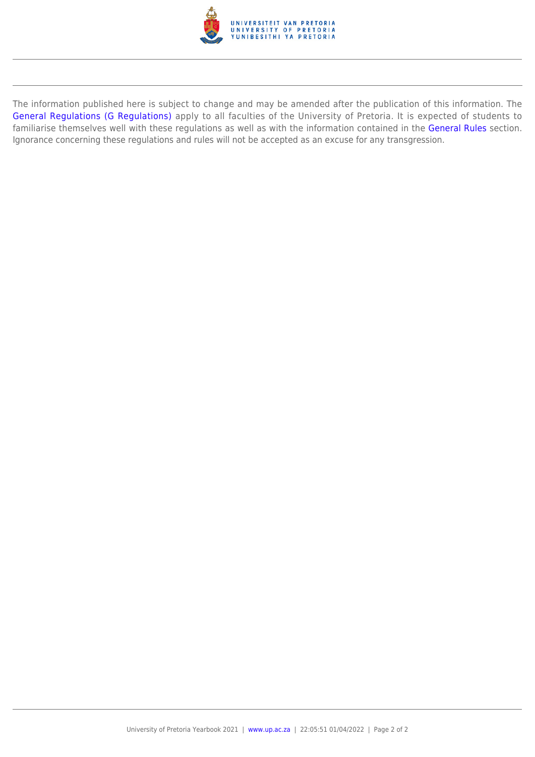The information published here is subject to change and may be amended after the publication of this information. The General Regulations (G Regulations) apply to all faculties of the University of Pretoria. It is expected of students to familiarise themselves well with these regulations as well as with the information contained in the General Rules section. Ignorance concerning these regulations and rules will not be accepted as an excuse for any transgression.